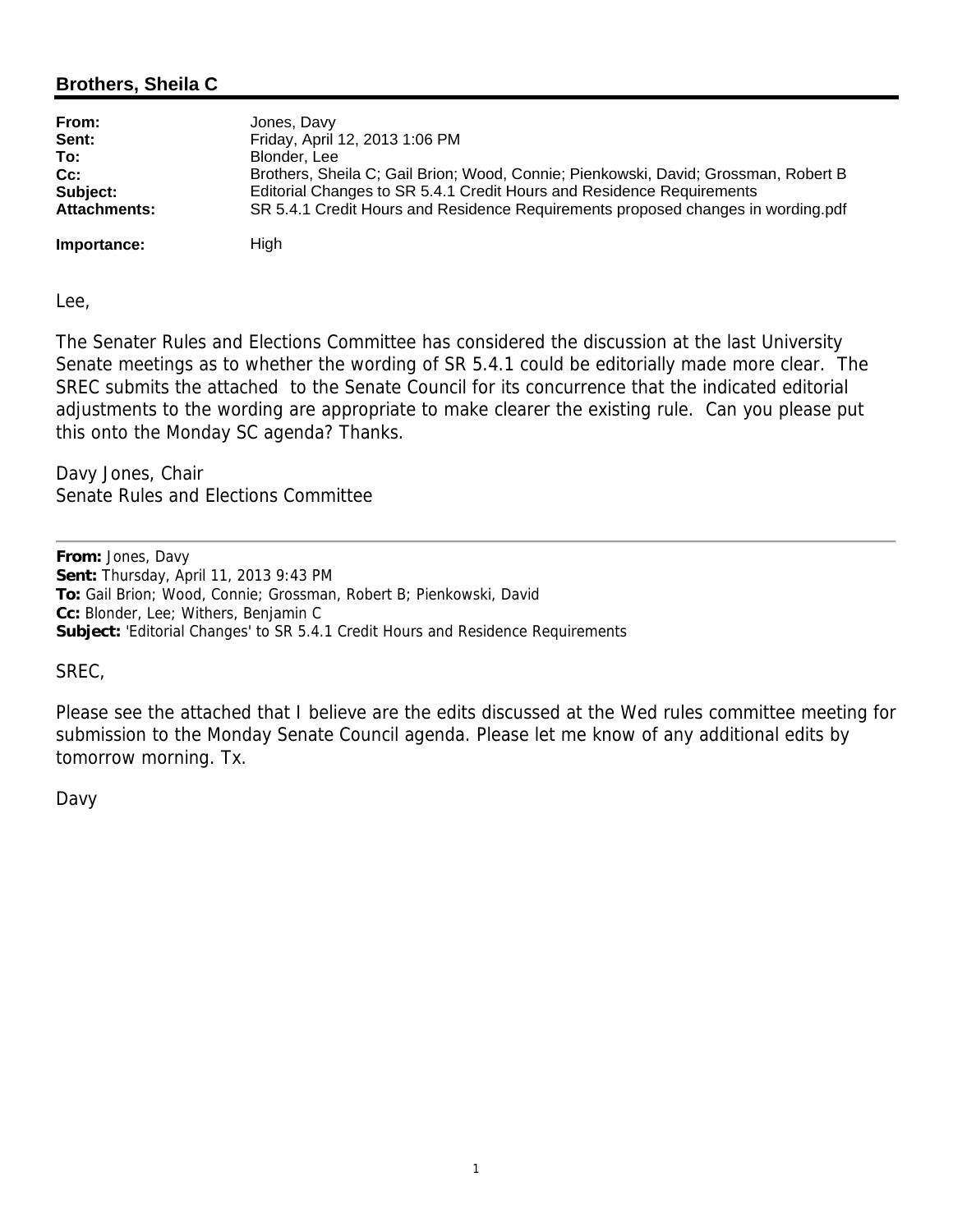## Brothers, Sheila C

| | |
|---|---|
| **From:** | Jones, Davy |
| **Sent:** | Friday, April 12, 2013 1:06 PM |
| **To:** | Blonder, Lee |
| **Cc:** | Brothers, Sheila C; Gail Brion; Wood, Connie; Pienkowski, David; Grossman, Robert B |
| **Subject:** | Editorial Changes to SR 5.4.1 Credit Hours and Residence Requirements |
| **Attachments:** | SR 5.4.1 Credit Hours and Residence Requirements proposed changes in wording.pdf |
| **Importance:** | High |

Lee,

The Senater Rules and Elections Committee has considered the discussion at the last University Senate meetings as to whether the wording of SR 5.4.1 could be editorially made more clear. The SREC submits the attached to the Senate Council for its concurrence that the indicated editorial adjustments to the wording are appropriate to make clearer the existing rule. Can you please put this onto the Monday SC agenda? Thanks.

Davy Jones, Chair
Senate Rules and Elections Committee

---

**From:** Jones, Davy
**Sent:** Thursday, April 11, 2013 9:43 PM
**To:** Gail Brion; Wood, Connie; Grossman, Robert B; Pienkowski, David
**Cc:** Blonder, Lee; Withers, Benjamin C
**Subject:** 'Editorial Changes' to SR 5.4.1 Credit Hours and Residence Requirements

SREC,

Please see the attached that I believe are the edits discussed at the Wed rules committee meeting for submission to the Monday Senate Council agenda. Please let me know of any additional edits by tomorrow morning. Tx.

Davy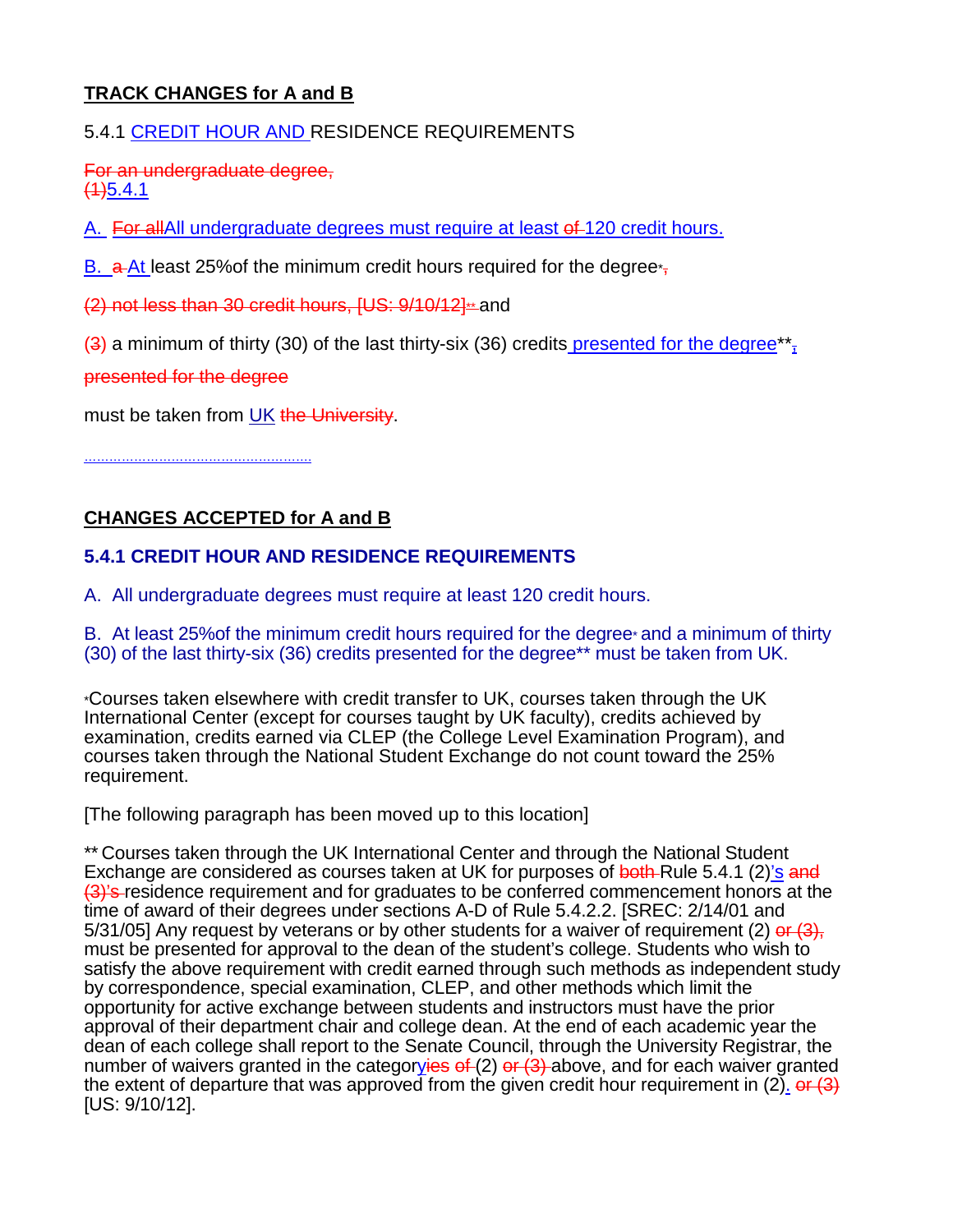**TRACK CHANGES for A and B**

5.4.1 CREDIT HOUR AND RESIDENCE REQUIREMENTS

~~For an undergraduate degree,~~
~~(1)~~5.4.1

A. ~~For all~~All undergraduate degrees must require at least ~~of~~ 120 credit hours.

B. ~~a~~ At least 25%of the minimum credit hours required for the degree*~~,~~

~~(2) not less than 30 credit hours, [US: 9/10/12]**~~ and

~~(3)~~ a minimum of thirty (30) of the last thirty-six (36) credits presented for the degree**~~,~~

~~presented for the degree~~

must be taken from UK ~~the University~~.

---

**CHANGES ACCEPTED for A and B**

**5.4.1 CREDIT HOUR AND RESIDENCE REQUIREMENTS**

A. All undergraduate degrees must require at least 120 credit hours.

B. At least 25%of the minimum credit hours required for the degree* and a minimum of thirty (30) of the last thirty-six (36) credits presented for the degree** must be taken from UK.

*Courses taken elsewhere with credit transfer to UK, courses taken through the UK International Center (except for courses taught by UK faculty), credits achieved by examination, credits earned via CLEP (the College Level Examination Program), and courses taken through the National Student Exchange do not count toward the 25% requirement.

[The following paragraph has been moved up to this location]

** Courses taken through the UK International Center and through the National Student Exchange are considered as courses taken at UK for purposes of ~~both~~ Rule 5.4.1 (2)'s ~~and (3)'s~~ residence requirement and for graduates to be conferred commencement honors at the time of award of their degrees under sections A-D of Rule 5.4.2.2. [SREC: 2/14/01 and 5/31/05] Any request by veterans or by other students for a waiver of requirement (2) ~~or (3),~~ must be presented for approval to the dean of the student's college. Students who wish to satisfy the above requirement with credit earned through such methods as independent study by correspondence, special examination, CLEP, and other methods which limit the opportunity for active exchange between students and instructors must have the prior approval of their department chair and college dean. At the end of each academic year the dean of each college shall report to the Senate Council, through the University Registrar, the number of waivers granted in the categor~~ies~~y ~~of~~ (2) ~~or (3)~~ above, and for each waiver granted the extent of departure that was approved from the given credit hour requirement in (2). ~~or (3)~~ [US: 9/10/12].